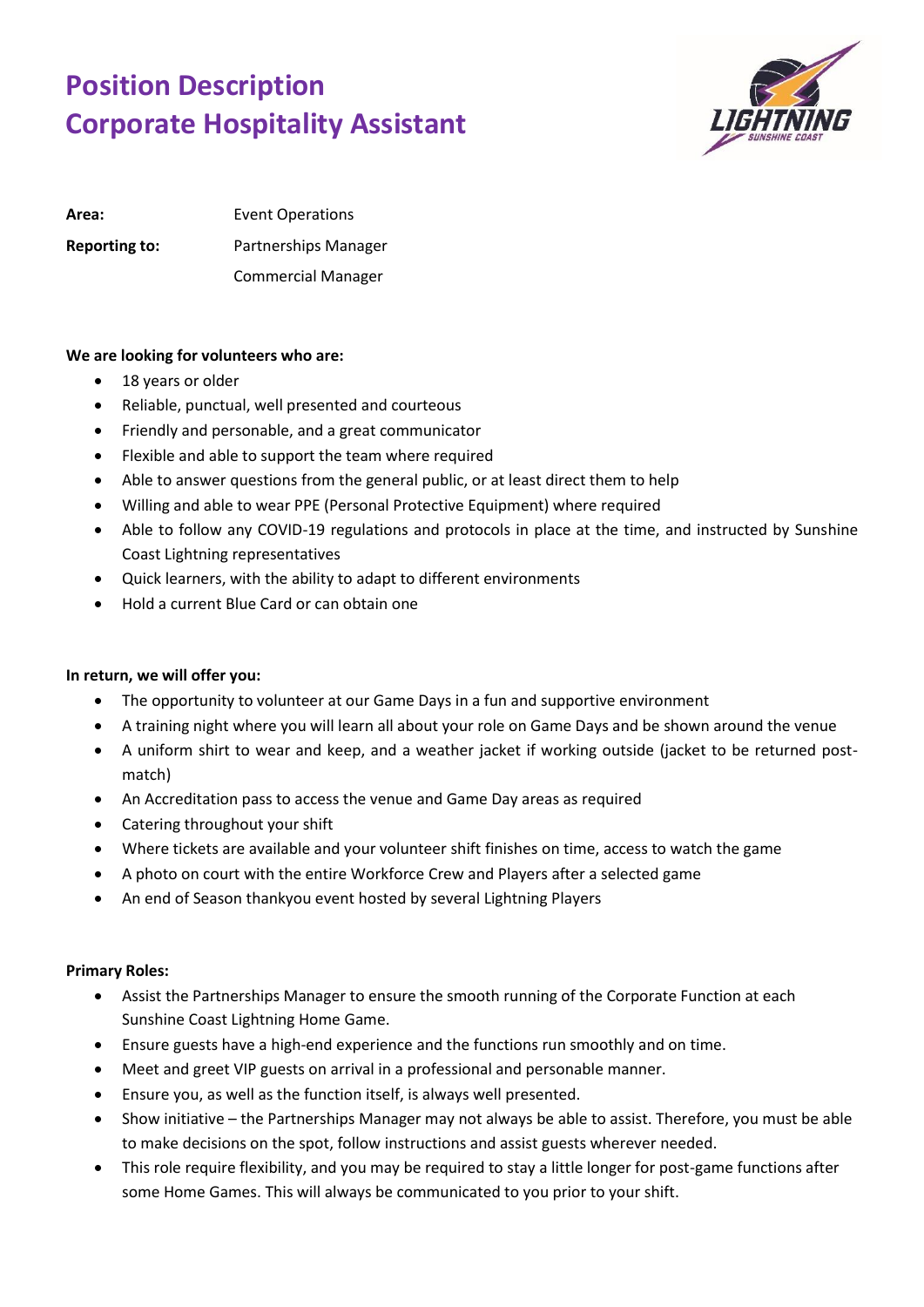# Position Description
# Corporate Hospitality Assistant

**Area:** Event Operations

**Reporting to:** Partnerships Manager
Commercial Manager

**We are looking for volunteers who are:**

- 18 years or older
- Reliable, punctual, well presented and courteous
- Friendly and personable, and a great communicator
- Flexible and able to support the team where required
- Able to answer questions from the general public, or at least direct them to help
- Willing and able to wear PPE (Personal Protective Equipment) where required
- Able to follow any COVID-19 regulations and protocols in place at the time, and instructed by Sunshine Coast Lightning representatives
- Quick learners, with the ability to adapt to different environments
- Hold a current Blue Card or can obtain one

**In return, we will offer you:**

- The opportunity to volunteer at our Game Days in a fun and supportive environment
- A training night where you will learn all about your role on Game Days and be shown around the venue
- A uniform shirt to wear and keep, and a weather jacket if working outside (jacket to be returned post-match)
- An Accreditation pass to access the venue and Game Day areas as required
- Catering throughout your shift
- Where tickets are available and your volunteer shift finishes on time, access to watch the game
- A photo on court with the entire Workforce Crew and Players after a selected game
- An end of Season thankyou event hosted by several Lightning Players

**Primary Roles:**

- Assist the Partnerships Manager to ensure the smooth running of the Corporate Function at each Sunshine Coast Lightning Home Game.
- Ensure guests have a high-end experience and the functions run smoothly and on time.
- Meet and greet VIP guests on arrival in a professional and personable manner.
- Ensure you, as well as the function itself, is always well presented.
- Show initiative – the Partnerships Manager may not always be able to assist. Therefore, you must be able to make decisions on the spot, follow instructions and assist guests wherever needed.
- This role require flexibility, and you may be required to stay a little longer for post-game functions after some Home Games. This will always be communicated to you prior to your shift.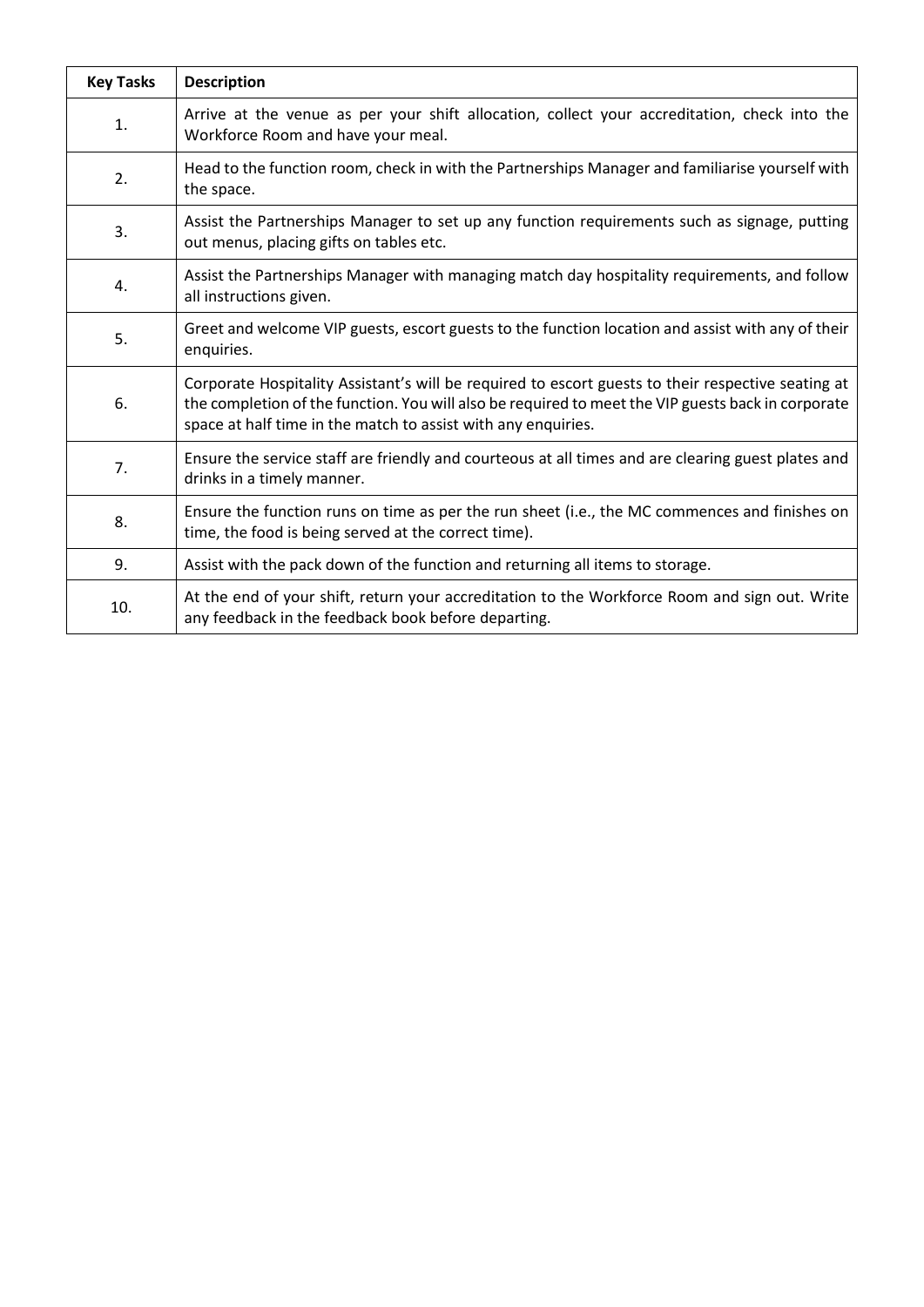| Key Tasks | Description |
|---|---|
| 1. | Arrive at the venue as per your shift allocation, collect your accreditation, check into the Workforce Room and have your meal. |
| 2. | Head to the function room, check in with the Partnerships Manager and familiarise yourself with the space. |
| 3. | Assist the Partnerships Manager to set up any function requirements such as signage, putting out menus, placing gifts on tables etc. |
| 4. | Assist the Partnerships Manager with managing match day hospitality requirements, and follow all instructions given. |
| 5. | Greet and welcome VIP guests, escort guests to the function location and assist with any of their enquiries. |
| 6. | Corporate Hospitality Assistant's will be required to escort guests to their respective seating at the completion of the function. You will also be required to meet the VIP guests back in corporate space at half time in the match to assist with any enquiries. |
| 7. | Ensure the service staff are friendly and courteous at all times and are clearing guest plates and drinks in a timely manner. |
| 8. | Ensure the function runs on time as per the run sheet (i.e., the MC commences and finishes on time, the food is being served at the correct time). |
| 9. | Assist with the pack down of the function and returning all items to storage. |
| 10. | At the end of your shift, return your accreditation to the Workforce Room and sign out. Write any feedback in the feedback book before departing. |